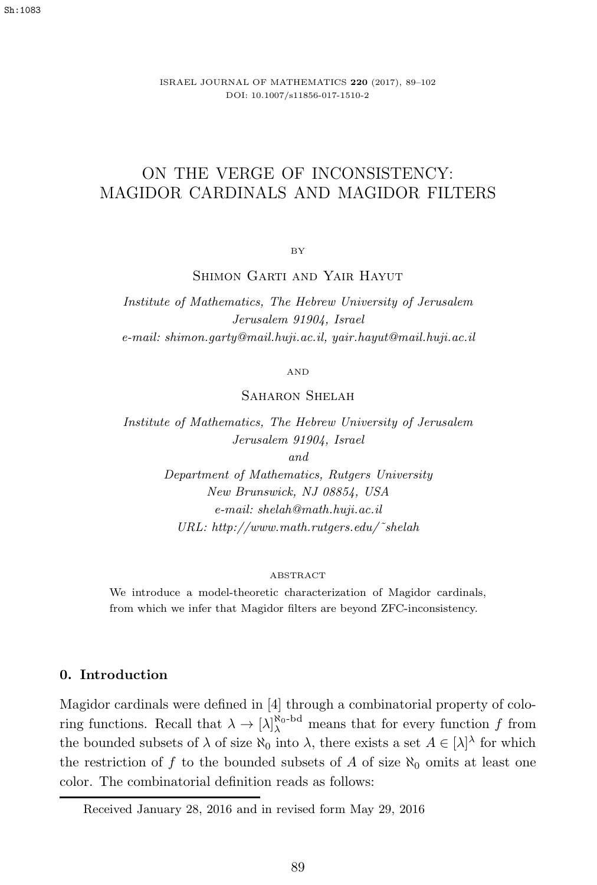# ON THE VERGE OF INCONSISTENCY: MAGIDOR CARDINALS AND MAGIDOR FILTERS

BY

Shimon Garti and Yair Hayut

*Institute of Mathematics, The Hebrew University of Jerusalem*
*Jerusalem 91904, Israel*
*e-mail: shimon.garty@mail.huji.ac.il, yair.hayut@mail.huji.ac.il*

AND

Saharon Shelah

*Institute of Mathematics, The Hebrew University of Jerusalem*
*Jerusalem 91904, Israel*
*and*
*Department of Mathematics, Rutgers University*
*New Brunswick, NJ 08854, USA*
*e-mail: shelah@math.huji.ac.il*
*URL: http://www.math.rutgers.edu/~shelah*

ABSTRACT

We introduce a model-theoretic characterization of Magidor cardinals, from which we infer that Magidor filters are beyond ZFC-inconsistency.

## 0. Introduction

Magidor cardinals were defined in [4] through a combinatorial property of coloring functions. Recall that $\lambda \to [\lambda]^{\aleph_0\text{-bd}}_{\lambda}$ means that for every function $f$ from the bounded subsets of $\lambda$ of size $\aleph_0$ into $\lambda$, there exists a set $A \in [\lambda]^{\lambda}$ for which the restriction of $f$ to the bounded subsets of $A$ of size $\aleph_0$ omits at least one color. The combinatorial definition reads as follows:

Received January 28, 2016 and in revised form May 29, 2016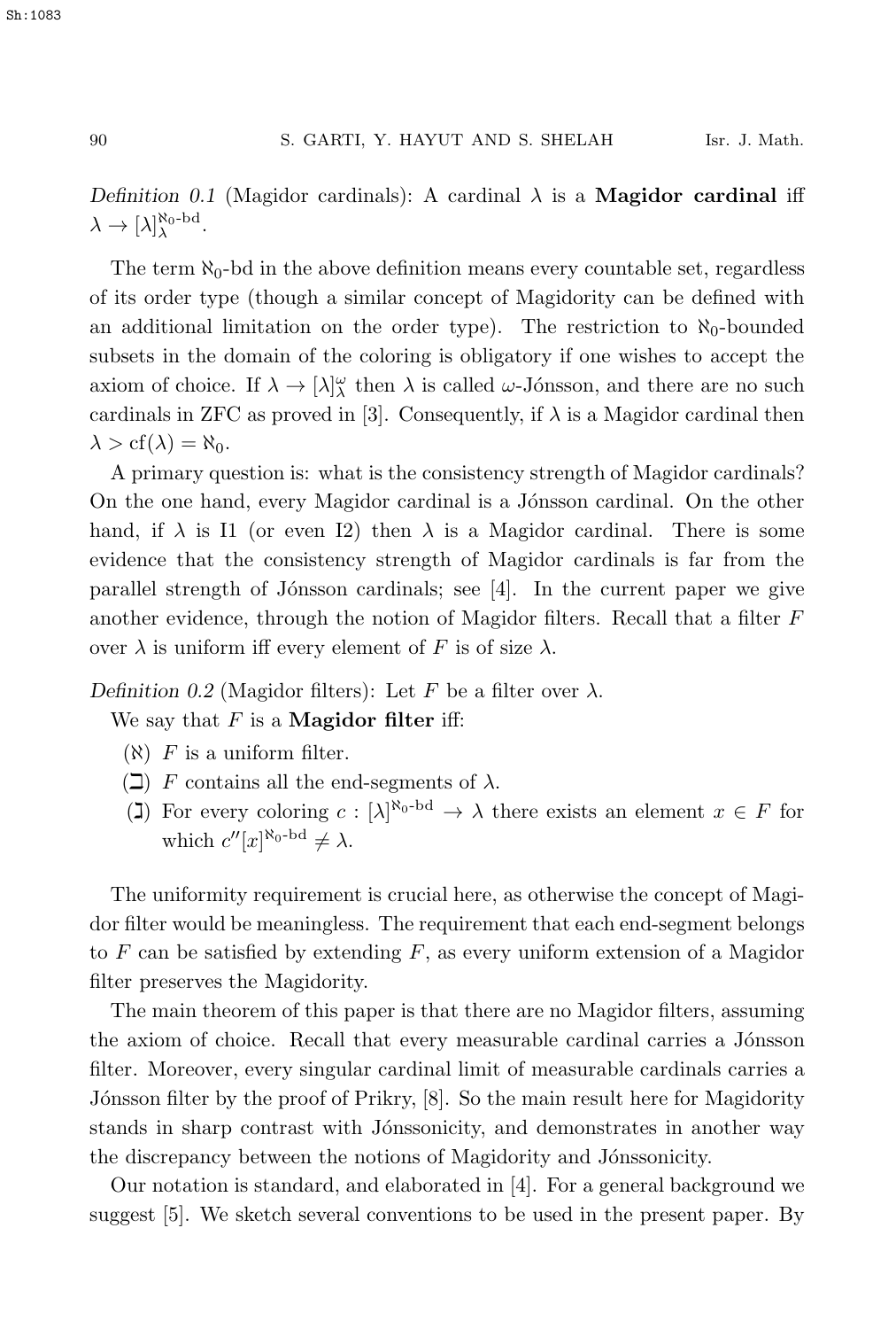*Definition 0.1* (Magidor cardinals): A cardinal $\lambda$ is a **Magidor cardinal** iff $\lambda \to [\lambda]^{\aleph_0\text{-bd}}_{\lambda}$.

The term $\aleph_0$-bd in the above definition means every countable set, regardless of its order type (though a similar concept of Magidority can be defined with an additional limitation on the order type). The restriction to $\aleph_0$-bounded subsets in the domain of the coloring is obligatory if one wishes to accept the axiom of choice. If $\lambda \to [\lambda]^{\omega}_{\lambda}$ then $\lambda$ is called $\omega$-Jónsson, and there are no such cardinals in ZFC as proved in [3]. Consequently, if $\lambda$ is a Magidor cardinal then $\lambda > \text{cf}(\lambda) = \aleph_0$.

A primary question is: what is the consistency strength of Magidor cardinals? On the one hand, every Magidor cardinal is a Jónsson cardinal. On the other hand, if $\lambda$ is I1 (or even I2) then $\lambda$ is a Magidor cardinal. There is some evidence that the consistency strength of Magidor cardinals is far from the parallel strength of Jónsson cardinals; see [4]. In the current paper we give another evidence, through the notion of Magidor filters. Recall that a filter $F$ over $\lambda$ is uniform iff every element of $F$ is of size $\lambda$.

*Definition 0.2* (Magidor filters): Let $F$ be a filter over $\lambda$.

We say that $F$ is a **Magidor filter** iff:

- ($\aleph$) $F$ is a uniform filter.
- ($\beth$) $F$ contains all the end-segments of $\lambda$.
- ($\gimel$) For every coloring $c : [\lambda]^{\aleph_0\text{-bd}} \to \lambda$ there exists an element $x \in F$ for which $c''[x]^{\aleph_0\text{-bd}} \neq \lambda$.

The uniformity requirement is crucial here, as otherwise the concept of Magidor filter would be meaningless. The requirement that each end-segment belongs to $F$ can be satisfied by extending $F$, as every uniform extension of a Magidor filter preserves the Magidority.

The main theorem of this paper is that there are no Magidor filters, assuming the axiom of choice. Recall that every measurable cardinal carries a Jónsson filter. Moreover, every singular cardinal limit of measurable cardinals carries a Jónsson filter by the proof of Prikry, [8]. So the main result here for Magidority stands in sharp contrast with Jónssonicity, and demonstrates in another way the discrepancy between the notions of Magidority and Jónssonicity.

Our notation is standard, and elaborated in [4]. For a general background we suggest [5]. We sketch several conventions to be used in the present paper. By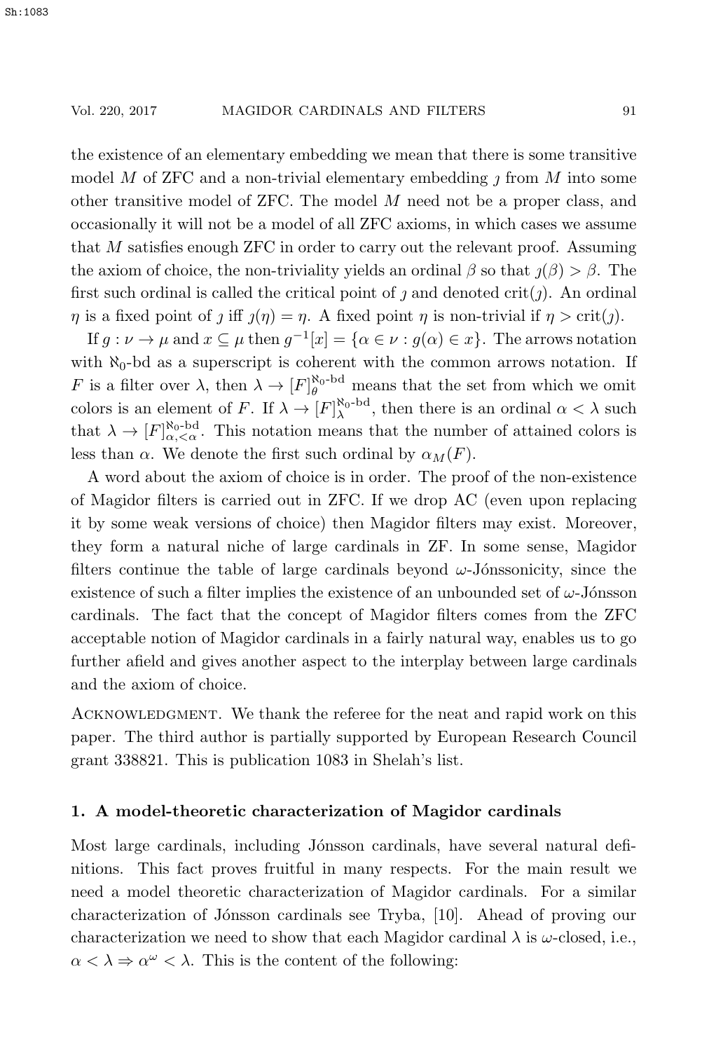the existence of an elementary embedding we mean that there is some transitive model $M$ of ZFC and a non-trivial elementary embedding $\jmath$ from $M$ into some other transitive model of ZFC. The model $M$ need not be a proper class, and occasionally it will not be a model of all ZFC axioms, in which cases we assume that $M$ satisfies enough ZFC in order to carry out the relevant proof. Assuming the axiom of choice, the non-triviality yields an ordinal $\beta$ so that $\jmath(\beta) > \beta$. The first such ordinal is called the critical point of $\jmath$ and denoted $\mathrm{crit}(\jmath)$. An ordinal $\eta$ is a fixed point of $\jmath$ iff $\jmath(\eta) = \eta$. A fixed point $\eta$ is non-trivial if $\eta > \mathrm{crit}(\jmath)$.

If $g : \nu \to \mu$ and $x \subseteq \mu$ then $g^{-1}[x] = \{\alpha \in \nu : g(\alpha) \in x\}$. The arrows notation with $\aleph_0$-bd as a superscript is coherent with the common arrows notation. If $F$ is a filter over $\lambda$, then $\lambda \to [F]_{\theta}^{\aleph_0\text{-bd}}$ means that the set from which we omit colors is an element of $F$. If $\lambda \to [F]_{\lambda}^{\aleph_0\text{-bd}}$, then there is an ordinal $\alpha < \lambda$ such that $\lambda \to [F]_{\alpha,<\alpha}^{\aleph_0\text{-bd}}$. This notation means that the number of attained colors is less than $\alpha$. We denote the first such ordinal by $\alpha_M(F)$.

A word about the axiom of choice is in order. The proof of the non-existence of Magidor filters is carried out in ZFC. If we drop AC (even upon replacing it by some weak versions of choice) then Magidor filters may exist. Moreover, they form a natural niche of large cardinals in ZF. In some sense, Magidor filters continue the table of large cardinals beyond $\omega$-Jónssonicity, since the existence of such a filter implies the existence of an unbounded set of $\omega$-Jónsson cardinals. The fact that the concept of Magidor filters comes from the ZFC acceptable notion of Magidor cardinals in a fairly natural way, enables us to go further afield and gives another aspect to the interplay between large cardinals and the axiom of choice.

Acknowledgment. We thank the referee for the neat and rapid work on this paper. The third author is partially supported by European Research Council grant 338821. This is publication 1083 in Shelah's list.

## 1. A model-theoretic characterization of Magidor cardinals

Most large cardinals, including Jónsson cardinals, have several natural definitions. This fact proves fruitful in many respects. For the main result we need a model theoretic characterization of Magidor cardinals. For a similar characterization of Jónsson cardinals see Tryba, [10]. Ahead of proving our characterization we need to show that each Magidor cardinal $\lambda$ is $\omega$-closed, i.e., $\alpha < \lambda \Rightarrow \alpha^{\omega} < \lambda$. This is the content of the following: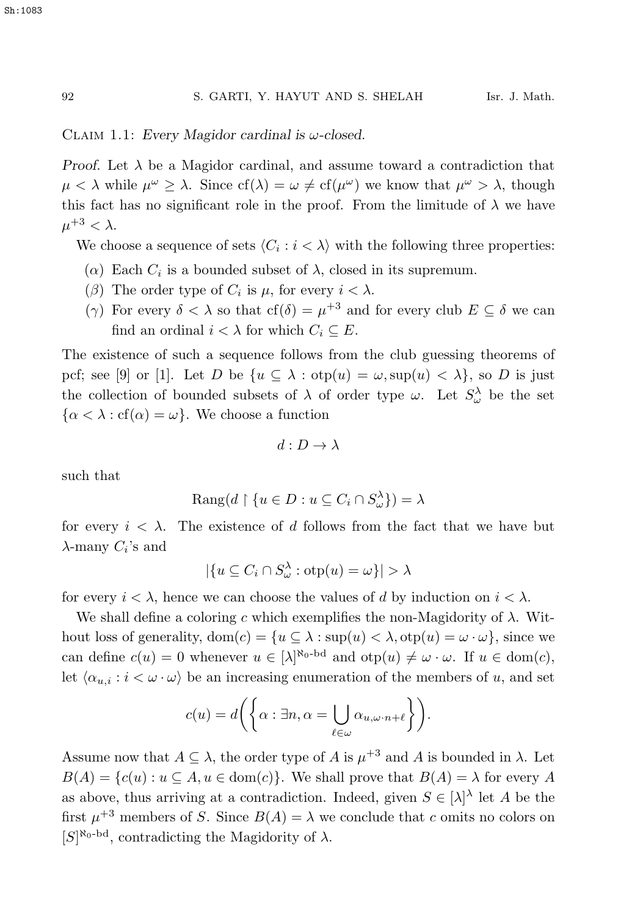Claim 1.1: *Every Magidor cardinal is $\omega$-closed.*

*Proof.* Let $\lambda$ be a Magidor cardinal, and assume toward a contradiction that $\mu < \lambda$ while $\mu^\omega \geq \lambda$. Since $\text{cf}(\lambda) = \omega \neq \text{cf}(\mu^\omega)$ we know that $\mu^\omega > \lambda$, though this fact has no significant role in the proof. From the limitude of $\lambda$ we have $\mu^{+3} < \lambda$.

We choose a sequence of sets $\langle C_i : i < \lambda \rangle$ with the following three properties:

- ($\alpha$) Each $C_i$ is a bounded subset of $\lambda$, closed in its supremum.
- ($\beta$) The order type of $C_i$ is $\mu$, for every $i < \lambda$.
- ($\gamma$) For every $\delta < \lambda$ so that $\text{cf}(\delta) = \mu^{+3}$ and for every club $E \subseteq \delta$ we can find an ordinal $i < \lambda$ for which $C_i \subseteq E$.

The existence of such a sequence follows from the club guessing theorems of pcf; see [9] or [1]. Let $D$ be $\{u \subseteq \lambda : \text{otp}(u) = \omega, \sup(u) < \lambda\}$, so $D$ is just the collection of bounded subsets of $\lambda$ of order type $\omega$. Let $S^\lambda_\omega$ be the set $\{\alpha < \lambda : \text{cf}(\alpha) = \omega\}$. We choose a function

$$d : D \to \lambda$$

such that

$$\text{Rang}(d \restriction \{u \in D : u \subseteq C_i \cap S^\lambda_\omega\}) = \lambda$$

for every $i < \lambda$. The existence of $d$ follows from the fact that we have but $\lambda$-many $C_i$'s and

$$|\{u \subseteq C_i \cap S^\lambda_\omega : \text{otp}(u) = \omega\}| > \lambda$$

for every $i < \lambda$, hence we can choose the values of $d$ by induction on $i < \lambda$.

We shall define a coloring $c$ which exemplifies the non-Magidority of $\lambda$. Without loss of generality, $\text{dom}(c) = \{u \subseteq \lambda : \sup(u) < \lambda, \text{otp}(u) = \omega \cdot \omega\}$, since we can define $c(u) = 0$ whenever $u \in [\lambda]^{\aleph_0\text{-bd}}$ and $\text{otp}(u) \neq \omega \cdot \omega$. If $u \in \text{dom}(c)$, let $\langle \alpha_{u,i} : i < \omega \cdot \omega \rangle$ be an increasing enumeration of the members of $u$, and set

$$c(u) = d\Bigg(\bigg\{\alpha : \exists n, \alpha = \bigcup_{\ell \in \omega} \alpha_{u,\omega \cdot n + \ell}\bigg\}\Bigg).$$

Assume now that $A \subseteq \lambda$, the order type of $A$ is $\mu^{+3}$ and $A$ is bounded in $\lambda$. Let $B(A) = \{c(u) : u \subseteq A, u \in \text{dom}(c)\}$. We shall prove that $B(A) = \lambda$ for every $A$ as above, thus arriving at a contradiction. Indeed, given $S \in [\lambda]^\lambda$ let $A$ be the first $\mu^{+3}$ members of $S$. Since $B(A) = \lambda$ we conclude that $c$ omits no colors on $[S]^{\aleph_0\text{-bd}}$, contradicting the Magidority of $\lambda$.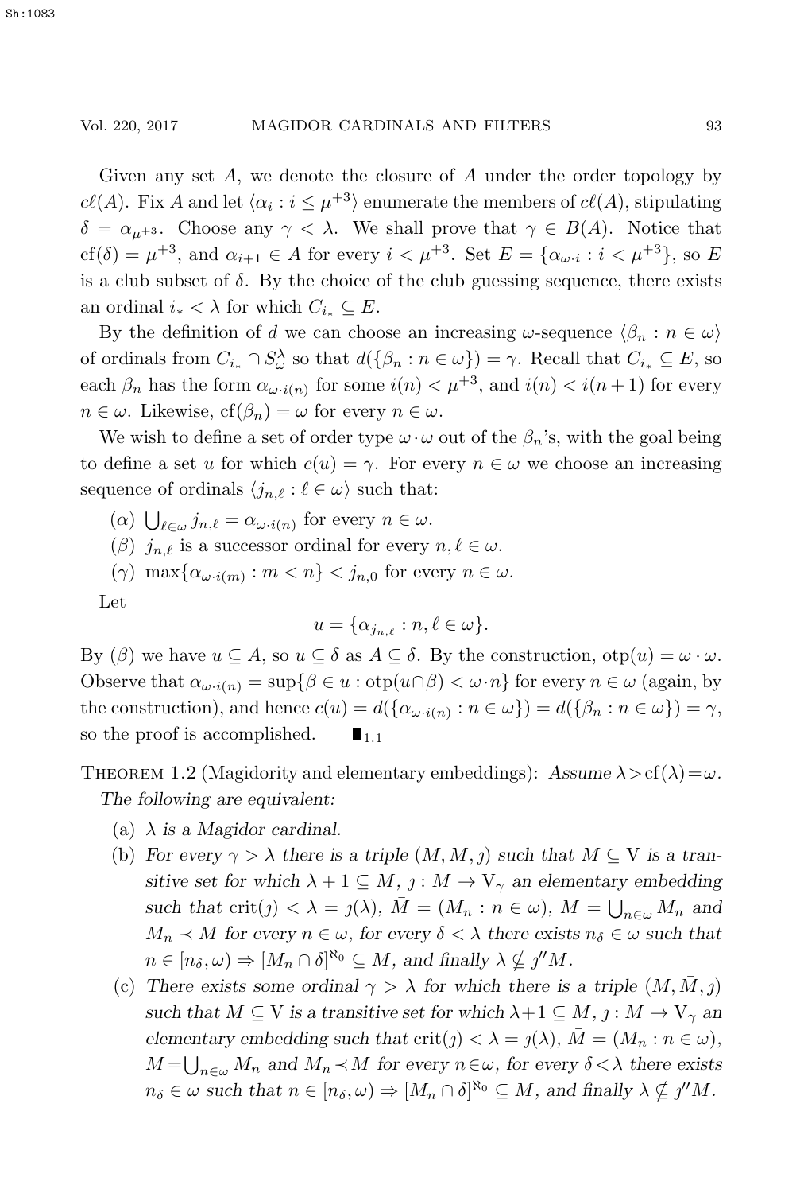Given any set $A$, we denote the closure of $A$ under the order topology by $c\ell(A)$. Fix $A$ and let $\langle \alpha_i : i \leq \mu^{+3} \rangle$ enumerate the members of $c\ell(A)$, stipulating $\delta = \alpha_{\mu^{+3}}$. Choose any $\gamma < \lambda$. We shall prove that $\gamma \in B(A)$. Notice that $\text{cf}(\delta) = \mu^{+3}$, and $\alpha_{i+1} \in A$ for every $i < \mu^{+3}$. Set $E = \{\alpha_{\omega \cdot i} : i < \mu^{+3}\}$, so $E$ is a club subset of $\delta$. By the choice of the club guessing sequence, there exists an ordinal $i_* < \lambda$ for which $C_{i_*} \subseteq E$.

By the definition of $d$ we can choose an increasing $\omega$-sequence $\langle \beta_n : n \in \omega \rangle$ of ordinals from $C_{i_*} \cap S^\lambda_\omega$ so that $d(\{\beta_n : n \in \omega\}) = \gamma$. Recall that $C_{i_*} \subseteq E$, so each $\beta_n$ has the form $\alpha_{\omega \cdot i(n)}$ for some $i(n) < \mu^{+3}$, and $i(n) < i(n+1)$ for every $n \in \omega$. Likewise, $\text{cf}(\beta_n) = \omega$ for every $n \in \omega$.

We wish to define a set of order type $\omega \cdot \omega$ out of the $\beta_n$'s, with the goal being to define a set $u$ for which $c(u) = \gamma$. For every $n \in \omega$ we choose an increasing sequence of ordinals $\langle j_{n,\ell} : \ell \in \omega \rangle$ such that:

($\alpha$) $\bigcup_{\ell \in \omega} j_{n,\ell} = \alpha_{\omega \cdot i(n)}$ for every $n \in \omega$.

($\beta$) $j_{n,\ell}$ is a successor ordinal for every $n, \ell \in \omega$.

($\gamma$) $\max\{\alpha_{\omega \cdot i(m)} : m < n\} < j_{n,0}$ for every $n \in \omega$.

Let

$$u = \{\alpha_{j_{n,\ell}} : n, \ell \in \omega\}.$$

By ($\beta$) we have $u \subseteq A$, so $u \subseteq \delta$ as $A \subseteq \delta$. By the construction, $\text{otp}(u) = \omega \cdot \omega$. Observe that $\alpha_{\omega \cdot i(n)} = \sup\{\beta \in u : \text{otp}(u \cap \beta) < \omega \cdot n\}$ for every $n \in \omega$ (again, by the construction), and hence $c(u) = d(\{\alpha_{\omega \cdot i(n)} : n \in \omega\}) = d(\{\beta_n : n \in \omega\}) = \gamma$, so the proof is accomplished. $\blacksquare_{1.1}$

**Theorem 1.2** (Magidority and elementary embeddings): *Assume $\lambda > \text{cf}(\lambda) = \omega$. The following are equivalent:*

(a) *$\lambda$ is a Magidor cardinal.*

(b) *For every $\gamma > \lambda$ there is a triple $(M, \bar{M}, \jmath)$ such that $M \subseteq \mathrm{V}$ is a transitive set for which $\lambda + 1 \subseteq M$, $\jmath : M \to \mathrm{V}_\gamma$ an elementary embedding such that $\text{crit}(\jmath) < \lambda = \jmath(\lambda)$, $\bar{M} = (M_n : n \in \omega)$, $M = \bigcup_{n \in \omega} M_n$ and $M_n \prec M$ for every $n \in \omega$, for every $\delta < \lambda$ there exists $n_\delta \in \omega$ such that $n \in [n_\delta, \omega) \Rightarrow [M_n \cap \delta]^{\aleph_0} \subseteq M$, and finally $\lambda \nsubseteq \jmath'' M$.*

(c) *There exists some ordinal $\gamma > \lambda$ for which there is a triple $(M, \bar{M}, \jmath)$ such that $M \subseteq \mathrm{V}$ is a transitive set for which $\lambda + 1 \subseteq M$, $\jmath : M \to \mathrm{V}_\gamma$ an elementary embedding such that $\text{crit}(\jmath) < \lambda = \jmath(\lambda)$, $\bar{M} = (M_n : n \in \omega)$, $M = \bigcup_{n \in \omega} M_n$ and $M_n \prec M$ for every $n \in \omega$, for every $\delta < \lambda$ there exists $n_\delta \in \omega$ such that $n \in [n_\delta, \omega) \Rightarrow [M_n \cap \delta]^{\aleph_0} \subseteq M$, and finally $\lambda \nsubseteq \jmath'' M$.*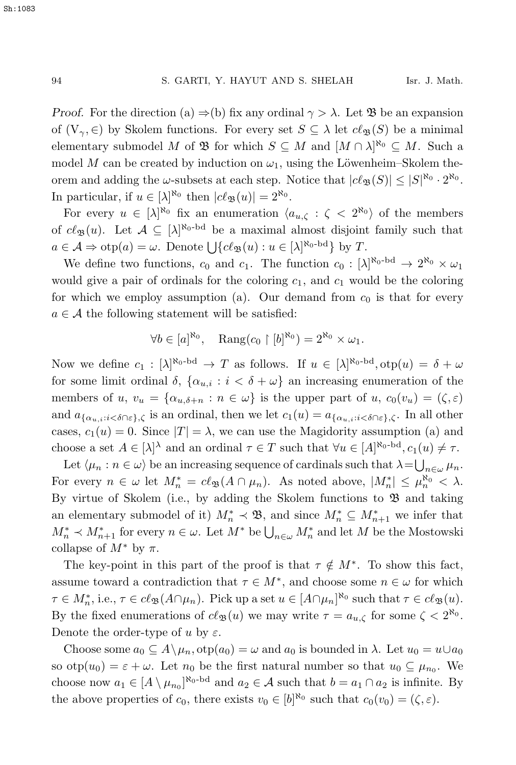*Proof.* For the direction (a) $\Rightarrow$(b) fix any ordinal $\gamma > \lambda$. Let $\mathfrak{B}$ be an expansion of $(\mathrm{V}_\gamma, \in)$ by Skolem functions. For every set $S \subseteq \lambda$ let $c\ell_{\mathfrak{B}}(S)$ be a minimal elementary submodel $M$ of $\mathfrak{B}$ for which $S \subseteq M$ and $[M \cap \lambda]^{\aleph_0} \subseteq M$. Such a model $M$ can be created by induction on $\omega_1$, using the Löwenheim–Skolem theorem and adding the $\omega$-subsets at each step. Notice that $|c\ell_{\mathfrak{B}}(S)| \leq |S|^{\aleph_0} \cdot 2^{\aleph_0}$. In particular, if $u \in [\lambda]^{\aleph_0}$ then $|c\ell_{\mathfrak{B}}(u)| = 2^{\aleph_0}$.

For every $u \in [\lambda]^{\aleph_0}$ fix an enumeration $\langle a_{u,\zeta} : \zeta < 2^{\aleph_0}\rangle$ of the members of $c\ell_{\mathfrak{B}}(u)$. Let $\mathcal{A} \subseteq [\lambda]^{\aleph_0\text{-bd}}$ be a maximal almost disjoint family such that $a \in \mathcal{A} \Rightarrow \mathrm{otp}(a) = \omega$. Denote $\bigcup\{c\ell_{\mathfrak{B}}(u) : u \in [\lambda]^{\aleph_0\text{-bd}}\}$ by $T$.

We define two functions, $c_0$ and $c_1$. The function $c_0 : [\lambda]^{\aleph_0\text{-bd}} \to 2^{\aleph_0} \times \omega_1$ would give a pair of ordinals for the coloring $c_1$, and $c_1$ would be the coloring for which we employ assumption (a). Our demand from $c_0$ is that for every $a \in \mathcal{A}$ the following statement will be satisfied:

$$\forall b \in [a]^{\aleph_0}, \quad \mathrm{Rang}(c_0 \restriction [b]^{\aleph_0}) = 2^{\aleph_0} \times \omega_1.$$

Now we define $c_1 : [\lambda]^{\aleph_0\text{-bd}} \to T$ as follows. If $u \in [\lambda]^{\aleph_0\text{-bd}}, \mathrm{otp}(u) = \delta + \omega$ for some limit ordinal $\delta$, $\{\alpha_{u,i} : i < \delta + \omega\}$ an increasing enumeration of the members of $u$, $v_u = \{\alpha_{u,\delta+n} : n \in \omega\}$ is the upper part of $u$, $c_0(v_u) = (\zeta, \varepsilon)$ and $a_{\{\alpha_{u,i}:i<\delta\cap\varepsilon\},\zeta}$ is an ordinal, then we let $c_1(u) = a_{\{\alpha_{u,i}:i<\delta\cap\varepsilon\},\zeta}$. In all other cases, $c_1(u) = 0$. Since $|T| = \lambda$, we can use the Magidority assumption (a) and choose a set $A \in [\lambda]^\lambda$ and an ordinal $\tau \in T$ such that $\forall u \in [A]^{\aleph_0\text{-bd}}, c_1(u) \neq \tau$.

Let $\langle \mu_n : n \in \omega\rangle$ be an increasing sequence of cardinals such that $\lambda = \bigcup_{n\in\omega} \mu_n$. For every $n \in \omega$ let $M_n^* = c\ell_{\mathfrak{B}}(A \cap \mu_n)$. As noted above, $|M_n^*| \leq \mu_n^{\aleph_0} < \lambda$. By virtue of Skolem (i.e., by adding the Skolem functions to $\mathfrak{B}$ and taking an elementary submodel of it) $M_n^* \prec \mathfrak{B}$, and since $M_n^* \subseteq M_{n+1}^*$ we infer that $M_n^* \prec M_{n+1}^*$ for every $n \in \omega$. Let $M^*$ be $\bigcup_{n\in\omega} M_n^*$ and let $M$ be the Mostowski collapse of $M^*$ by $\pi$.

The key-point in this part of the proof is that $\tau \notin M^*$. To show this fact, assume toward a contradiction that $\tau \in M^*$, and choose some $n \in \omega$ for which $\tau \in M_n^*$, i.e., $\tau \in c\ell_{\mathfrak{B}}(A\cap\mu_n)$. Pick up a set $u \in [A\cap\mu_n]^{\aleph_0}$ such that $\tau \in c\ell_{\mathfrak{B}}(u)$. By the fixed enumerations of $c\ell_{\mathfrak{B}}(u)$ we may write $\tau = a_{u,\zeta}$ for some $\zeta < 2^{\aleph_0}$. Denote the order-type of $u$ by $\varepsilon$.

Choose some $a_0 \subseteq A\setminus\mu_n, \mathrm{otp}(a_0) = \omega$ and $a_0$ is bounded in $\lambda$. Let $u_0 = u\cup a_0$ so $\mathrm{otp}(u_0) = \varepsilon + \omega$. Let $n_0$ be the first natural number so that $u_0 \subseteq \mu_{n_0}$. We choose now $a_1 \in [A \setminus \mu_{n_0}]^{\aleph_0\text{-bd}}$ and $a_2 \in \mathcal{A}$ such that $b = a_1 \cap a_2$ is infinite. By the above properties of $c_0$, there exists $v_0 \in [b]^{\aleph_0}$ such that $c_0(v_0) = (\zeta, \varepsilon)$.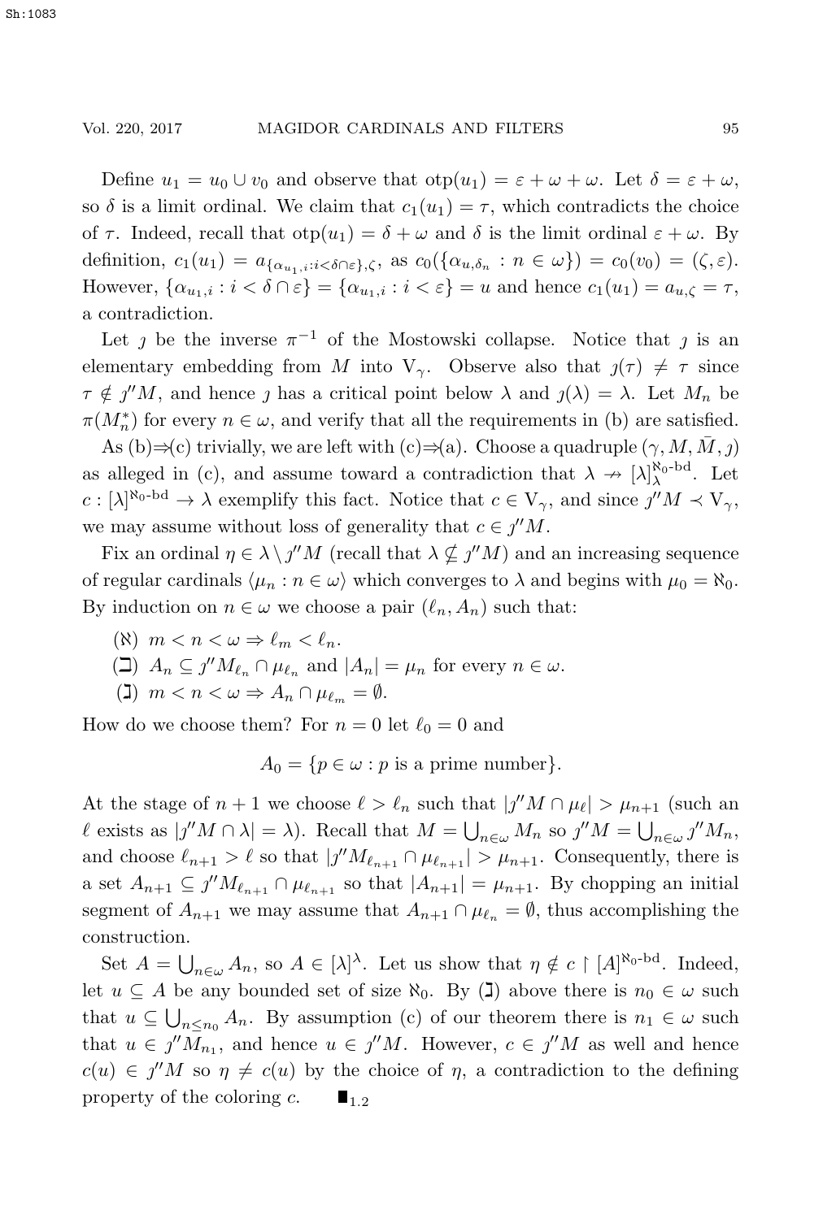Define $u_1 = u_0 \cup v_0$ and observe that $\mathrm{otp}(u_1) = \varepsilon + \omega + \omega$. Let $\delta = \varepsilon + \omega$, so $\delta$ is a limit ordinal. We claim that $c_1(u_1) = \tau$, which contradicts the choice of $\tau$. Indeed, recall that $\mathrm{otp}(u_1) = \delta + \omega$ and $\delta$ is the limit ordinal $\varepsilon + \omega$. By definition, $c_1(u_1) = a_{\{\alpha_{u_1,i} : i < \delta \cap \varepsilon\}, \zeta}$, as $c_0(\{\alpha_{u,\delta_n} : n \in \omega\}) = c_0(v_0) = (\zeta, \varepsilon)$. However, $\{\alpha_{u_1,i} : i < \delta \cap \varepsilon\} = \{\alpha_{u_1,i} : i < \varepsilon\} = u$ and hence $c_1(u_1) = a_{u,\zeta} = \tau$, a contradiction.

Let $\jmath$ be the inverse $\pi^{-1}$ of the Mostowski collapse. Notice that $\jmath$ is an elementary embedding from $M$ into $\mathrm{V}_\gamma$. Observe also that $\jmath(\tau) \neq \tau$ since $\tau \notin \jmath''M$, and hence $\jmath$ has a critical point below $\lambda$ and $\jmath(\lambda) = \lambda$. Let $M_n$ be $\pi(M_n^*)$ for every $n \in \omega$, and verify that all the requirements in (b) are satisfied.

As (b)⇒(c) trivially, we are left with (c)⇒(a). Choose a quadruple $(\gamma, M, \bar{M}, \jmath)$ as alleged in (c), and assume toward a contradiction that $\lambda \nrightarrow [\lambda]_\lambda^{\aleph_0\text{-bd}}$. Let $c : [\lambda]^{\aleph_0\text{-bd}} \to \lambda$ exemplify this fact. Notice that $c \in \mathrm{V}_\gamma$, and since $\jmath''M \prec \mathrm{V}_\gamma$, we may assume without loss of generality that $c \in \jmath''M$.

Fix an ordinal $\eta \in \lambda \setminus \jmath''M$ (recall that $\lambda \nsubseteq \jmath''M$) and an increasing sequence of regular cardinals $\langle \mu_n : n \in \omega \rangle$ which converges to $\lambda$ and begins with $\mu_0 = \aleph_0$. By induction on $n \in \omega$ we choose a pair $(\ell_n, A_n)$ such that:

($\aleph$) $m < n < \omega \Rightarrow \ell_m < \ell_n$.

($\beth$) $A_n \subseteq \jmath''M_{\ell_n} \cap \mu_{\ell_n}$ and $|A_n| = \mu_n$ for every $n \in \omega$.

($\gimel$) $m < n < \omega \Rightarrow A_n \cap \mu_{\ell_m} = \emptyset$.

How do we choose them? For $n = 0$ let $\ell_0 = 0$ and

$$A_0 = \{p \in \omega : p \text{ is a prime number}\}.$$

At the stage of $n + 1$ we choose $\ell > \ell_n$ such that $|\jmath''M \cap \mu_\ell| > \mu_{n+1}$ (such an $\ell$ exists as $|\jmath''M \cap \lambda| = \lambda$). Recall that $M = \bigcup_{n \in \omega} M_n$ so $\jmath''M = \bigcup_{n \in \omega} \jmath''M_n$, and choose $\ell_{n+1} > \ell$ so that $|\jmath''M_{\ell_{n+1}} \cap \mu_{\ell_{n+1}}| > \mu_{n+1}$. Consequently, there is a set $A_{n+1} \subseteq \jmath''M_{\ell_{n+1}} \cap \mu_{\ell_{n+1}}$ so that $|A_{n+1}| = \mu_{n+1}$. By chopping an initial segment of $A_{n+1}$ we may assume that $A_{n+1} \cap \mu_{\ell_n} = \emptyset$, thus accomplishing the construction.

Set $A = \bigcup_{n \in \omega} A_n$, so $A \in [\lambda]^\lambda$. Let us show that $\eta \notin c \restriction [A]^{\aleph_0\text{-bd}}$. Indeed, let $u \subseteq A$ be any bounded set of size $\aleph_0$. By ($\gimel$) above there is $n_0 \in \omega$ such that $u \subseteq \bigcup_{n \leq n_0} A_n$. By assumption (c) of our theorem there is $n_1 \in \omega$ such that $u \in \jmath''M_{n_1}$, and hence $u \in \jmath''M$. However, $c \in \jmath''M$ as well and hence $c(u) \in \jmath''M$ so $\eta \neq c(u)$ by the choice of $\eta$, a contradiction to the defining property of the coloring $c$. $\blacksquare_{1.2}$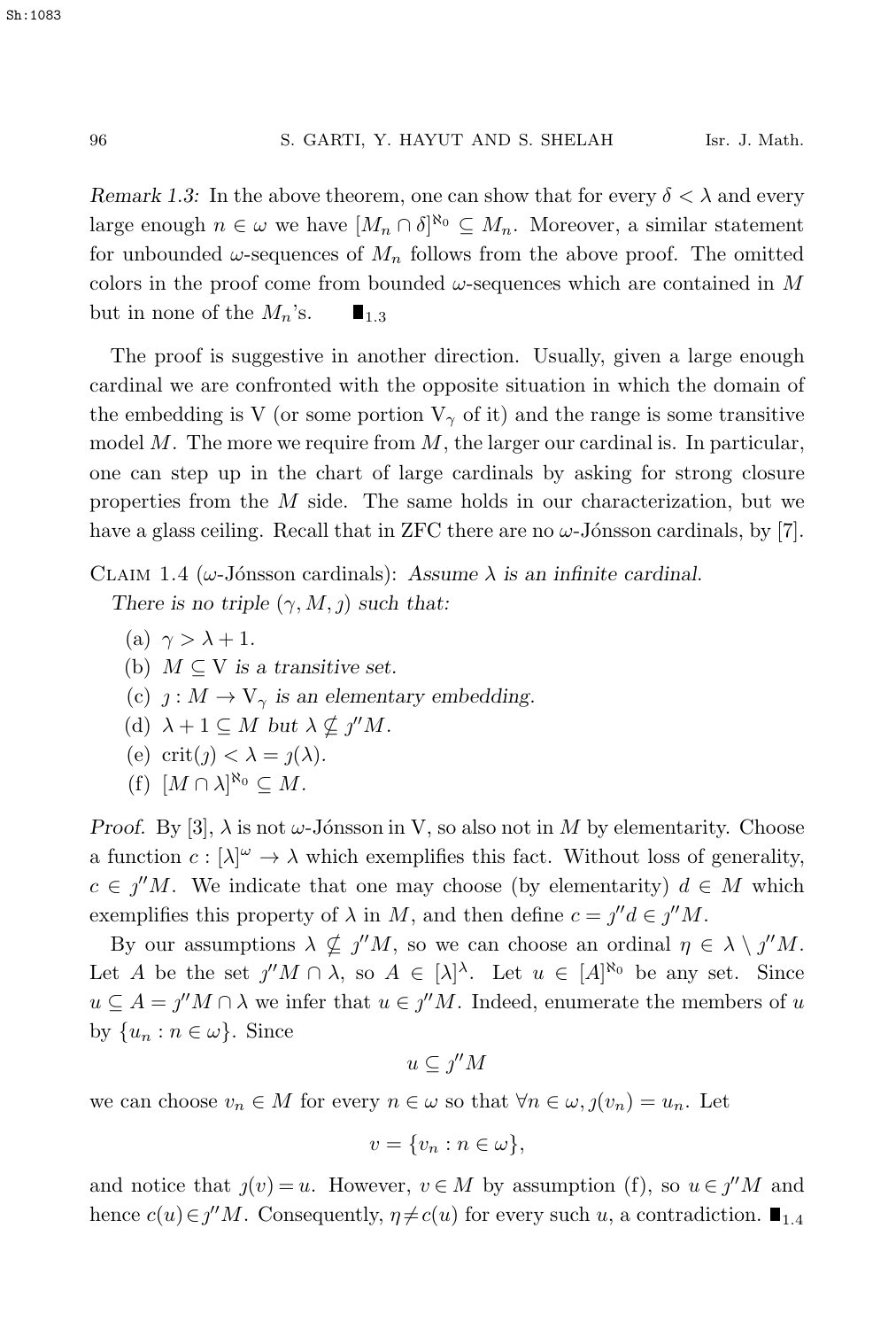*Remark 1.3:* In the above theorem, one can show that for every $\delta < \lambda$ and every large enough $n \in \omega$ we have $[M_n \cap \delta]^{\aleph_0} \subseteq M_n$. Moreover, a similar statement for unbounded $\omega$-sequences of $M_n$ follows from the above proof. The omitted colors in the proof come from bounded $\omega$-sequences which are contained in $M$ but in none of the $M_n$'s. $\blacksquare_{1.3}$

The proof is suggestive in another direction. Usually, given a large enough cardinal we are confronted with the opposite situation in which the domain of the embedding is V (or some portion $V_\gamma$ of it) and the range is some transitive model $M$. The more we require from $M$, the larger our cardinal is. In particular, one can step up in the chart of large cardinals by asking for strong closure properties from the $M$ side. The same holds in our characterization, but we have a glass ceiling. Recall that in ZFC there are no $\omega$-Jónsson cardinals, by [7].

Claim 1.4 ($\omega$-Jónsson cardinals): *Assume $\lambda$ is an infinite cardinal. There is no triple $(\gamma, M, \jmath)$ such that:*

(a) $\gamma > \lambda + 1$.
(b) $M \subseteq V$ *is a transitive set.*
(c) $\jmath : M \to V_\gamma$ *is an elementary embedding.*
(d) $\lambda + 1 \subseteq M$ *but* $\lambda \nsubseteq \jmath'' M$.
(e) $\operatorname{crit}(\jmath) < \lambda = \jmath(\lambda)$.
(f) $[M \cap \lambda]^{\aleph_0} \subseteq M$.

*Proof.* By [3], $\lambda$ is not $\omega$-Jónsson in V, so also not in $M$ by elementarity. Choose a function $c : [\lambda]^\omega \to \lambda$ which exemplifies this fact. Without loss of generality, $c \in \jmath'' M$. We indicate that one may choose (by elementarity) $d \in M$ which exemplifies this property of $\lambda$ in $M$, and then define $c = \jmath'' d \in \jmath'' M$.

By our assumptions $\lambda \nsubseteq \jmath'' M$, so we can choose an ordinal $\eta \in \lambda \setminus \jmath'' M$. Let $A$ be the set $\jmath'' M \cap \lambda$, so $A \in [\lambda]^\lambda$. Let $u \in [A]^{\aleph_0}$ be any set. Since $u \subseteq A = \jmath'' M \cap \lambda$ we infer that $u \in \jmath'' M$. Indeed, enumerate the members of $u$ by $\{u_n : n \in \omega\}$. Since

$$u \subseteq \jmath'' M$$

we can choose $v_n \in M$ for every $n \in \omega$ so that $\forall n \in \omega, \jmath(v_n) = u_n$. Let

$$v = \{v_n : n \in \omega\},$$

and notice that $\jmath(v) = u$. However, $v \in M$ by assumption (f), so $u \in \jmath'' M$ and hence $c(u) \in \jmath'' M$. Consequently, $\eta \neq c(u)$ for every such $u$, a contradiction. $\blacksquare_{1.4}$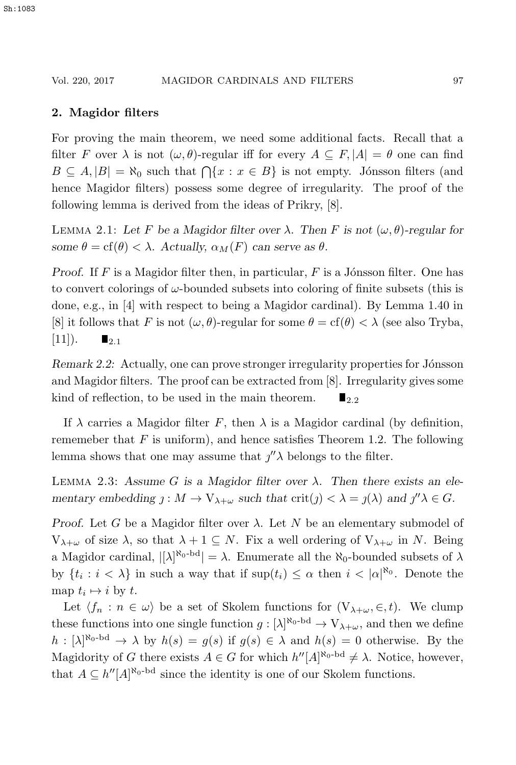## 2. Magidor filters

For proving the main theorem, we need some additional facts. Recall that a filter $F$ over $\lambda$ is not $(\omega, \theta)$-regular iff for every $A \subseteq F, |A| = \theta$ one can find $B \subseteq A, |B| = \aleph_0$ such that $\bigcap\{x : x \in B\}$ is not empty. Jónsson filters (and hence Magidor filters) possess some degree of irregularity. The proof of the following lemma is derived from the ideas of Prikry, [8].

Lemma 2.1: *Let $F$ be a Magidor filter over $\lambda$. Then $F$ is not $(\omega, \theta)$-regular for some $\theta = \mathrm{cf}(\theta) < \lambda$. Actually, $\alpha_M(F)$ can serve as $\theta$.*

*Proof.* If $F$ is a Magidor filter then, in particular, $F$ is a Jónsson filter. One has to convert colorings of $\omega$-bounded subsets into coloring of finite subsets (this is done, e.g., in [4] with respect to being a Magidor cardinal). By Lemma 1.40 in [8] it follows that $F$ is not $(\omega, \theta)$-regular for some $\theta = \mathrm{cf}(\theta) < \lambda$ (see also Tryba, [11]). $\blacksquare_{2.1}$

*Remark 2.2:* Actually, one can prove stronger irregularity properties for Jónsson and Magidor filters. The proof can be extracted from [8]. Irregularity gives some kind of reflection, to be used in the main theorem. $\blacksquare_{2.2}$

If $\lambda$ carries a Magidor filter $F$, then $\lambda$ is a Magidor cardinal (by definition, rememeber that $F$ is uniform), and hence satisfies Theorem 1.2. The following lemma shows that one may assume that $\jmath''\lambda$ belongs to the filter.

Lemma 2.3: *Assume $G$ is a Magidor filter over $\lambda$. Then there exists an elementary embedding $\jmath : M \to \mathrm{V}_{\lambda+\omega}$ such that $\mathrm{crit}(\jmath) < \lambda = \jmath(\lambda)$ and $\jmath''\lambda \in G$.*

*Proof.* Let $G$ be a Magidor filter over $\lambda$. Let $N$ be an elementary submodel of $\mathrm{V}_{\lambda+\omega}$ of size $\lambda$, so that $\lambda + 1 \subseteq N$. Fix a well ordering of $\mathrm{V}_{\lambda+\omega}$ in $N$. Being a Magidor cardinal, $|[\lambda]^{\aleph_0\text{-bd}}| = \lambda$. Enumerate all the $\aleph_0$-bounded subsets of $\lambda$ by $\{t_i : i < \lambda\}$ in such a way that if $\sup(t_i) \leq \alpha$ then $i < |\alpha|^{\aleph_0}$. Denote the map $t_i \mapsto i$ by $t$.

Let $\langle f_n : n \in \omega\rangle$ be a set of Skolem functions for $(\mathrm{V}_{\lambda+\omega}, \in, t)$. We clump these functions into one single function $g : [\lambda]^{\aleph_0\text{-bd}} \to \mathrm{V}_{\lambda+\omega}$, and then we define $h : [\lambda]^{\aleph_0\text{-bd}} \to \lambda$ by $h(s) = g(s)$ if $g(s) \in \lambda$ and $h(s) = 0$ otherwise. By the Magidority of $G$ there exists $A \in G$ for which $h''[A]^{\aleph_0\text{-bd}} \neq \lambda$. Notice, however, that $A \subseteq h''[A]^{\aleph_0\text{-bd}}$ since the identity is one of our Skolem functions.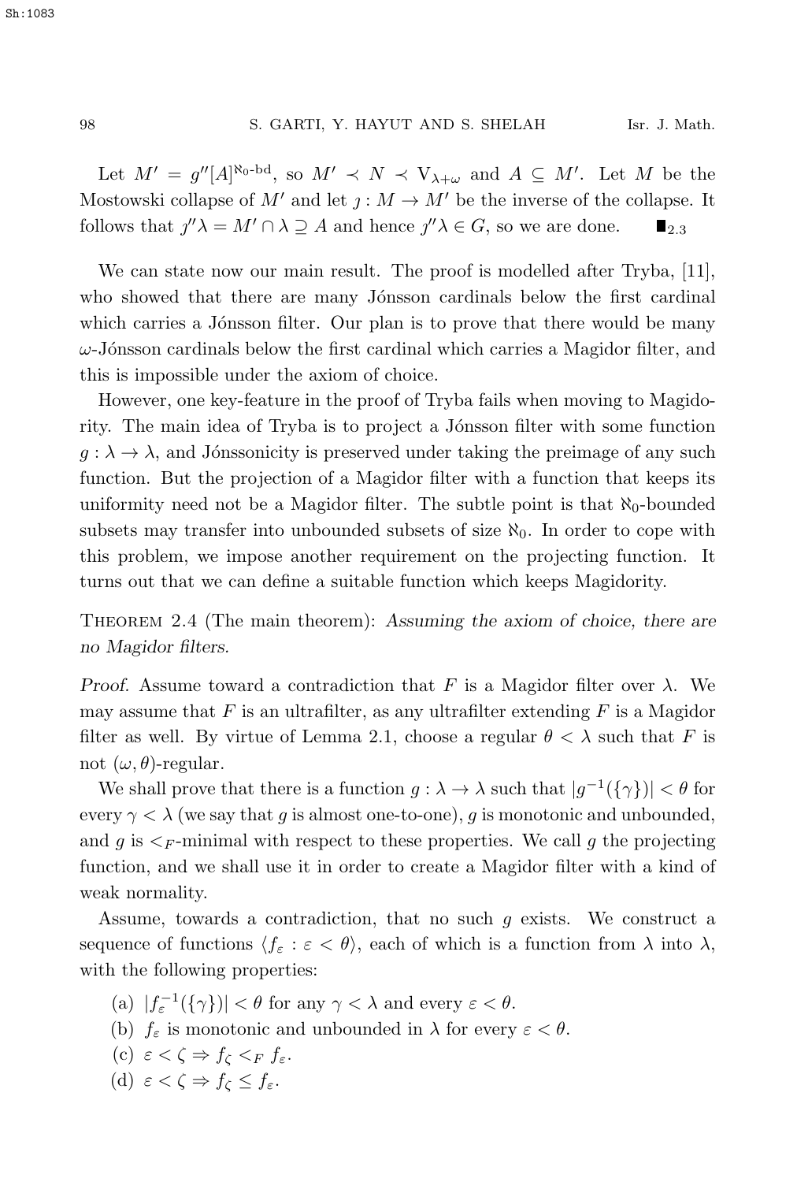Let $M' = g''[A]^{\aleph_0\text{-bd}}$, so $M' \prec N \prec V_{\lambda+\omega}$ and $A \subseteq M'$. Let $M$ be the Mostowski collapse of $M'$ and let $\jmath : M \to M'$ be the inverse of the collapse. It follows that $\jmath''\lambda = M' \cap \lambda \supseteq A$ and hence $\jmath''\lambda \in G$, so we are done. $\blacksquare_{2.3}$

We can state now our main result. The proof is modelled after Tryba, [11], who showed that there are many Jónsson cardinals below the first cardinal which carries a Jónsson filter. Our plan is to prove that there would be many $\omega$-Jónsson cardinals below the first cardinal which carries a Magidor filter, and this is impossible under the axiom of choice.

However, one key-feature in the proof of Tryba fails when moving to Magidority. The main idea of Tryba is to project a Jónsson filter with some function $g : \lambda \to \lambda$, and Jónssonicity is preserved under taking the preimage of any such function. But the projection of a Magidor filter with a function that keeps its uniformity need not be a Magidor filter. The subtle point is that $\aleph_0$-bounded subsets may transfer into unbounded subsets of size $\aleph_0$. In order to cope with this problem, we impose another requirement on the projecting function. It turns out that we can define a suitable function which keeps Magidority.

Theorem 2.4 (The main theorem): *Assuming the axiom of choice, there are no Magidor filters.*

*Proof.* Assume toward a contradiction that $F$ is a Magidor filter over $\lambda$. We may assume that $F$ is an ultrafilter, as any ultrafilter extending $F$ is a Magidor filter as well. By virtue of Lemma 2.1, choose a regular $\theta < \lambda$ such that $F$ is not $(\omega, \theta)$-regular.

We shall prove that there is a function $g : \lambda \to \lambda$ such that $|g^{-1}(\{\gamma\})| < \theta$ for every $\gamma < \lambda$ (we say that $g$ is almost one-to-one), $g$ is monotonic and unbounded, and $g$ is $<_F$-minimal with respect to these properties. We call $g$ the projecting function, and we shall use it in order to create a Magidor filter with a kind of weak normality.

Assume, towards a contradiction, that no such $g$ exists. We construct a sequence of functions $\langle f_\varepsilon : \varepsilon < \theta \rangle$, each of which is a function from $\lambda$ into $\lambda$, with the following properties:

(a) $|f_\varepsilon^{-1}(\{\gamma\})| < \theta$ for any $\gamma < \lambda$ and every $\varepsilon < \theta$.

(b) $f_\varepsilon$ is monotonic and unbounded in $\lambda$ for every $\varepsilon < \theta$.

(c) $\varepsilon < \zeta \Rightarrow f_\zeta <_F f_\varepsilon$.

(d) $\varepsilon < \zeta \Rightarrow f_\zeta \leq f_\varepsilon$.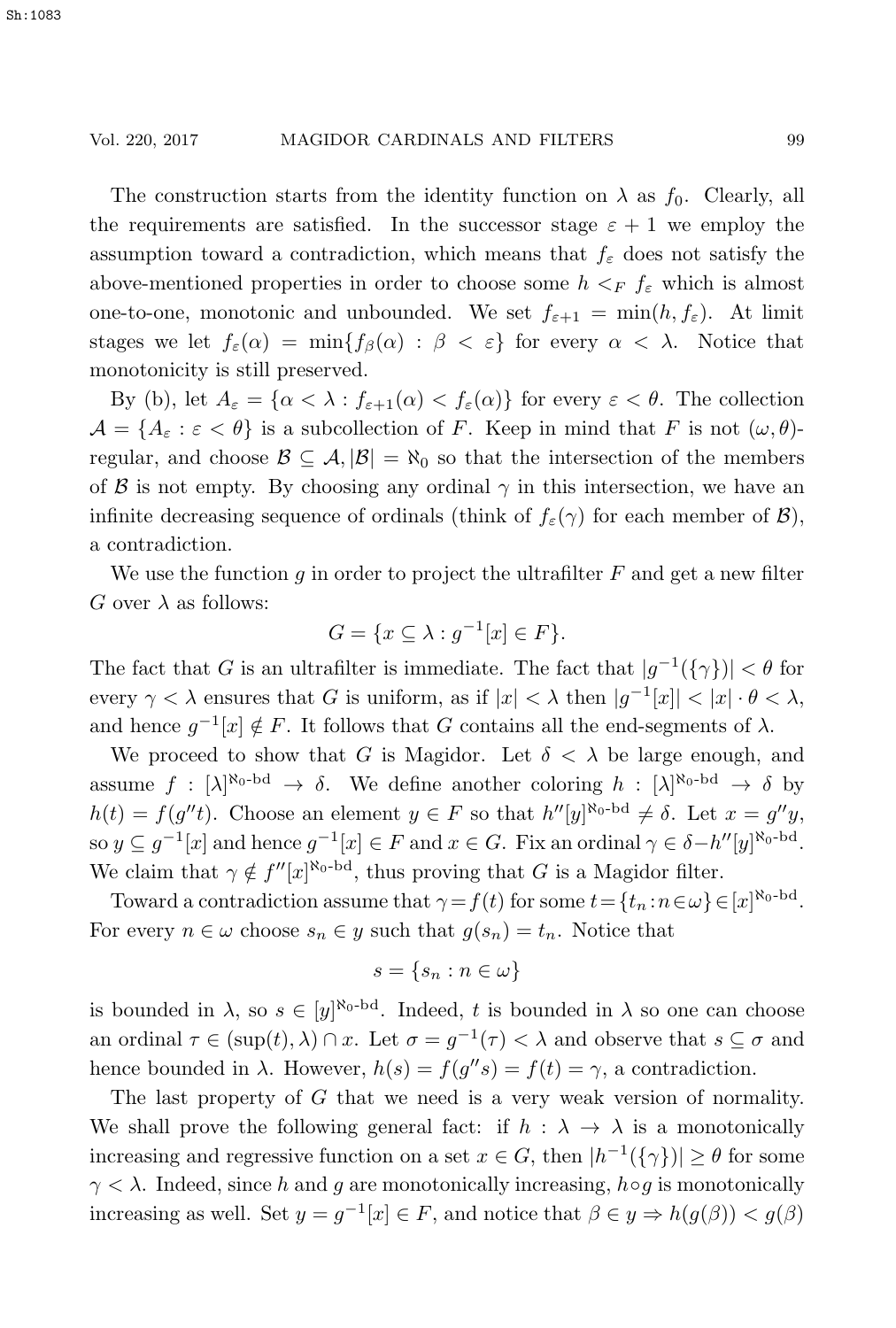The construction starts from the identity function on $\lambda$ as $f_0$. Clearly, all the requirements are satisfied. In the successor stage $\varepsilon + 1$ we employ the assumption toward a contradiction, which means that $f_\varepsilon$ does not satisfy the above-mentioned properties in order to choose some $h <_F f_\varepsilon$ which is almost one-to-one, monotonic and unbounded. We set $f_{\varepsilon+1} = \min(h, f_\varepsilon)$. At limit stages we let $f_\varepsilon(\alpha) = \min\{f_\beta(\alpha) : \beta < \varepsilon\}$ for every $\alpha < \lambda$. Notice that monotonicity is still preserved.

By (b), let $A_\varepsilon = \{\alpha < \lambda : f_{\varepsilon+1}(\alpha) < f_\varepsilon(\alpha)\}$ for every $\varepsilon < \theta$. The collection $\mathcal{A} = \{A_\varepsilon : \varepsilon < \theta\}$ is a subcollection of $F$. Keep in mind that $F$ is not $(\omega, \theta)$-regular, and choose $\mathcal{B} \subseteq \mathcal{A}, |\mathcal{B}| = \aleph_0$ so that the intersection of the members of $\mathcal{B}$ is not empty. By choosing any ordinal $\gamma$ in this intersection, we have an infinite decreasing sequence of ordinals (think of $f_\varepsilon(\gamma)$ for each member of $\mathcal{B}$), a contradiction.

We use the function $g$ in order to project the ultrafilter $F$ and get a new filter $G$ over $\lambda$ as follows:

$$G = \{x \subseteq \lambda : g^{-1}[x] \in F\}.$$

The fact that $G$ is an ultrafilter is immediate. The fact that $|g^{-1}(\{\gamma\})| < \theta$ for every $\gamma < \lambda$ ensures that $G$ is uniform, as if $|x| < \lambda$ then $|g^{-1}[x]| < |x| \cdot \theta < \lambda$, and hence $g^{-1}[x] \notin F$. It follows that $G$ contains all the end-segments of $\lambda$.

We proceed to show that $G$ is Magidor. Let $\delta < \lambda$ be large enough, and assume $f : [\lambda]^{\aleph_0\text{-bd}} \to \delta$. We define another coloring $h : [\lambda]^{\aleph_0\text{-bd}} \to \delta$ by $h(t) = f(g''t)$. Choose an element $y \in F$ so that $h''[y]^{\aleph_0\text{-bd}} \neq \delta$. Let $x = g''y$, so $y \subseteq g^{-1}[x]$ and hence $g^{-1}[x] \in F$ and $x \in G$. Fix an ordinal $\gamma \in \delta - h''[y]^{\aleph_0\text{-bd}}$. We claim that $\gamma \notin f''[x]^{\aleph_0\text{-bd}}$, thus proving that $G$ is a Magidor filter.

Toward a contradiction assume that $\gamma = f(t)$ for some $t = \{t_n : n \in \omega\} \in [x]^{\aleph_0\text{-bd}}$. For every $n \in \omega$ choose $s_n \in y$ such that $g(s_n) = t_n$. Notice that

$$s = \{s_n : n \in \omega\}$$

is bounded in $\lambda$, so $s \in [y]^{\aleph_0\text{-bd}}$. Indeed, $t$ is bounded in $\lambda$ so one can choose an ordinal $\tau \in (\sup(t), \lambda) \cap x$. Let $\sigma = g^{-1}(\tau) < \lambda$ and observe that $s \subseteq \sigma$ and hence bounded in $\lambda$. However, $h(s) = f(g''s) = f(t) = \gamma$, a contradiction.

The last property of $G$ that we need is a very weak version of normality. We shall prove the following general fact: if $h : \lambda \to \lambda$ is a monotonically increasing and regressive function on a set $x \in G$, then $|h^{-1}(\{\gamma\})| \geq \theta$ for some $\gamma < \lambda$. Indeed, since $h$ and $g$ are monotonically increasing, $h \circ g$ is monotonically increasing as well. Set $y = g^{-1}[x] \in F$, and notice that $\beta \in y \Rightarrow h(g(\beta)) < g(\beta)$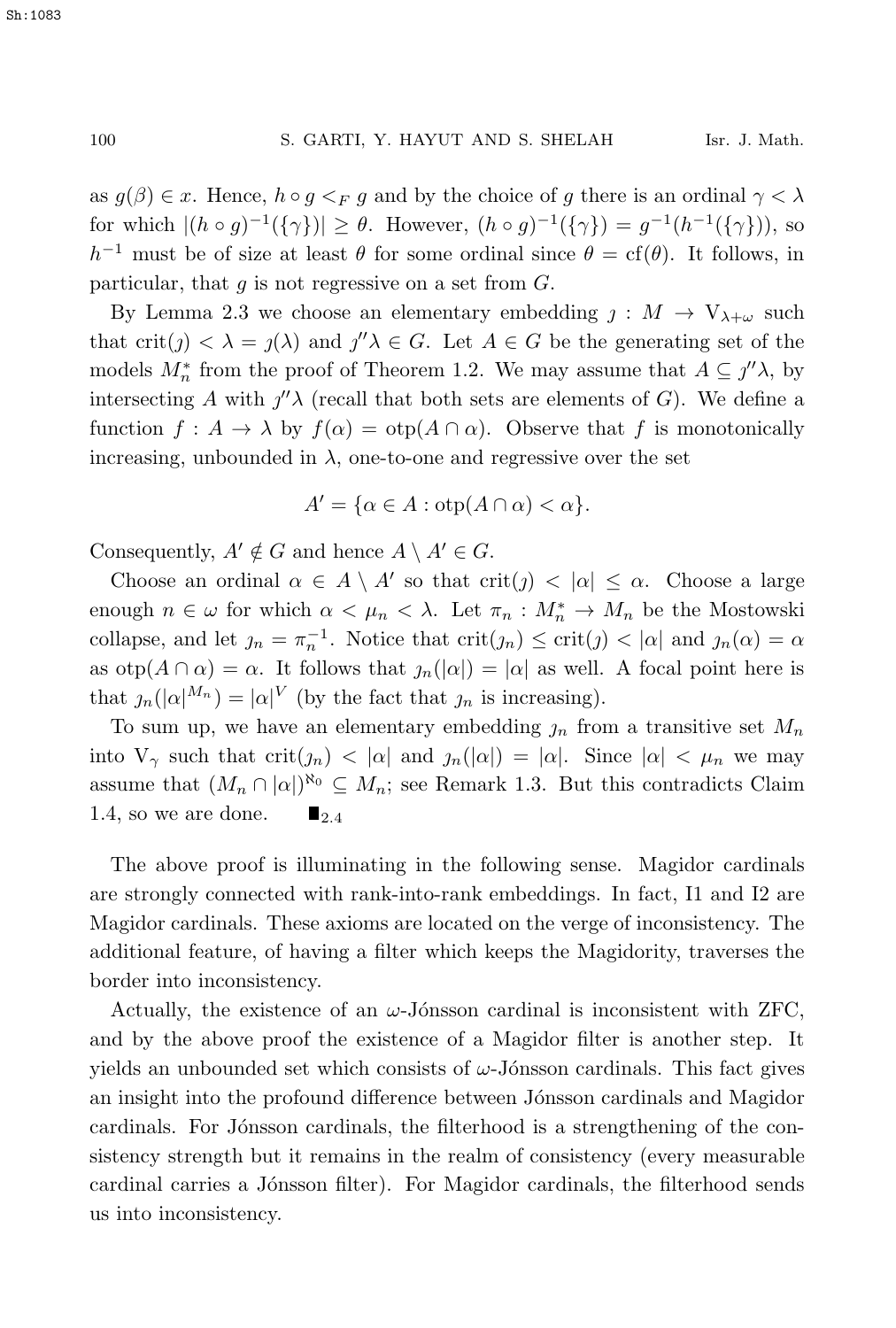as $g(\beta) \in x$. Hence, $h \circ g <_F g$ and by the choice of $g$ there is an ordinal $\gamma < \lambda$ for which $|(h \circ g)^{-1}(\{\gamma\})| \geq \theta$. However, $(h \circ g)^{-1}(\{\gamma\}) = g^{-1}(h^{-1}(\{\gamma\}))$, so $h^{-1}$ must be of size at least $\theta$ for some ordinal since $\theta = \mathrm{cf}(\theta)$. It follows, in particular, that $g$ is not regressive on a set from $G$.

By Lemma 2.3 we choose an elementary embedding $\jmath : M \to \mathrm{V}_{\lambda+\omega}$ such that $\mathrm{crit}(\jmath) < \lambda = \jmath(\lambda)$ and $\jmath''\lambda \in G$. Let $A \in G$ be the generating set of the models $M_n^*$ from the proof of Theorem 1.2. We may assume that $A \subseteq \jmath''\lambda$, by intersecting $A$ with $\jmath''\lambda$ (recall that both sets are elements of $G$). We define a function $f : A \to \lambda$ by $f(\alpha) = \mathrm{otp}(A \cap \alpha)$. Observe that $f$ is monotonically increasing, unbounded in $\lambda$, one-to-one and regressive over the set

$$A' = \{\alpha \in A : \mathrm{otp}(A \cap \alpha) < \alpha\}.$$

Consequently, $A' \notin G$ and hence $A \setminus A' \in G$.

Choose an ordinal $\alpha \in A \setminus A'$ so that $\mathrm{crit}(\jmath) < |\alpha| \leq \alpha$. Choose a large enough $n \in \omega$ for which $\alpha < \mu_n < \lambda$. Let $\pi_n : M_n^* \to M_n$ be the Mostowski collapse, and let $\jmath_n = \pi_n^{-1}$. Notice that $\mathrm{crit}(\jmath_n) \leq \mathrm{crit}(\jmath) < |\alpha|$ and $\jmath_n(\alpha) = \alpha$ as $\mathrm{otp}(A \cap \alpha) = \alpha$. It follows that $\jmath_n(|\alpha|) = |\alpha|$ as well. A focal point here is that $\jmath_n(|\alpha|^{M_n}) = |\alpha|^V$ (by the fact that $\jmath_n$ is increasing).

To sum up, we have an elementary embedding $\jmath_n$ from a transitive set $M_n$ into $\mathrm{V}_\gamma$ such that $\mathrm{crit}(\jmath_n) < |\alpha|$ and $\jmath_n(|\alpha|) = |\alpha|$. Since $|\alpha| < \mu_n$ we may assume that $(M_n \cap |\alpha|)^{\aleph_0} \subseteq M_n$; see Remark 1.3. But this contradicts Claim 1.4, so we are done. $\blacksquare_{2.4}$

The above proof is illuminating in the following sense. Magidor cardinals are strongly connected with rank-into-rank embeddings. In fact, I1 and I2 are Magidor cardinals. These axioms are located on the verge of inconsistency. The additional feature, of having a filter which keeps the Magidority, traverses the border into inconsistency.

Actually, the existence of an $\omega$-Jónsson cardinal is inconsistent with ZFC, and by the above proof the existence of a Magidor filter is another step. It yields an unbounded set which consists of $\omega$-Jónsson cardinals. This fact gives an insight into the profound difference between Jónsson cardinals and Magidor cardinals. For Jónsson cardinals, the filterhood is a strengthening of the consistency strength but it remains in the realm of consistency (every measurable cardinal carries a Jónsson filter). For Magidor cardinals, the filterhood sends us into inconsistency.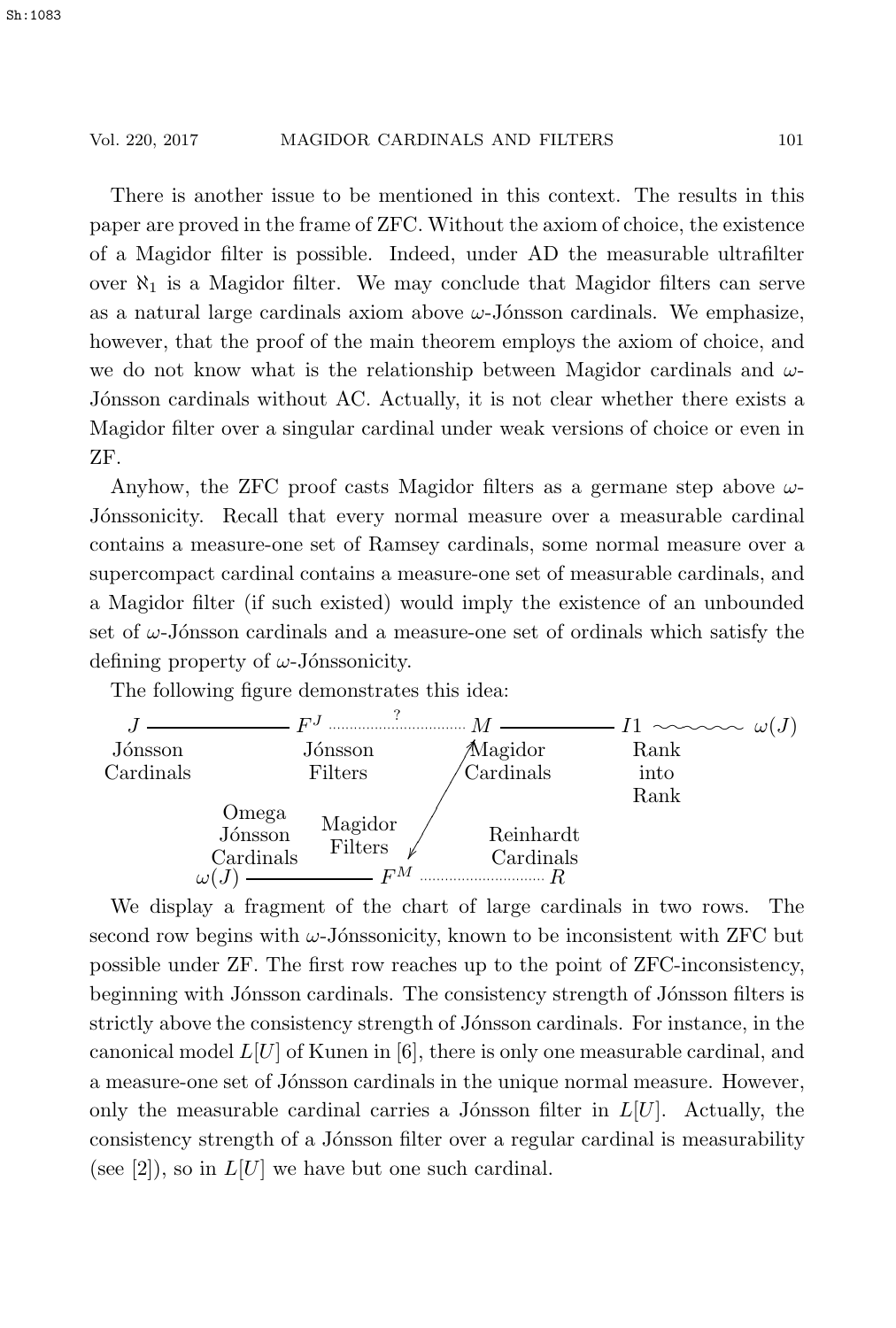There is another issue to be mentioned in this context. The results in this paper are proved in the frame of ZFC. Without the axiom of choice, the existence of a Magidor filter is possible. Indeed, under AD the measurable ultrafilter over $\aleph_1$ is a Magidor filter. We may conclude that Magidor filters can serve as a natural large cardinals axiom above $\omega$-Jónsson cardinals. We emphasize, however, that the proof of the main theorem employs the axiom of choice, and we do not know what is the relationship between Magidor cardinals and $\omega$-Jónsson cardinals without AC. Actually, it is not clear whether there exists a Magidor filter over a singular cardinal under weak versions of choice or even in ZF.

Anyhow, the ZFC proof casts Magidor filters as a germane step above $\omega$-Jónssonicity. Recall that every normal measure over a measurable cardinal contains a measure-one set of Ramsey cardinals, some normal measure over a supercompact cardinal contains a measure-one set of measurable cardinals, and a Magidor filter (if such existed) would imply the existence of an unbounded set of $\omega$-Jónsson cardinals and a measure-one set of ordinals which satisfy the defining property of $\omega$-Jónssonicity.

The following figure demonstrates this idea:

```
J ————————— F^J ·······?······· M ————————— I1 ~~~~~~ ω(J)
Jónsson       Jónsson            Magidor      Rank
Cardinals     Filters            Cardinals    into
                                 ↗↙           Rank
      Omega
      Jónsson    Magidor              Reinhardt
      Cardinals  Filters              Cardinals
    ω(J) ——————————— F^M ························ R
```

We display a fragment of the chart of large cardinals in two rows. The second row begins with $\omega$-Jónssonicity, known to be inconsistent with ZFC but possible under ZF. The first row reaches up to the point of ZFC-inconsistency, beginning with Jónsson cardinals. The consistency strength of Jónsson filters is strictly above the consistency strength of Jónsson cardinals. For instance, in the canonical model $L[U]$ of Kunen in [6], there is only one measurable cardinal, and a measure-one set of Jónsson cardinals in the unique normal measure. However, only the measurable cardinal carries a Jónsson filter in $L[U]$. Actually, the consistency strength of a Jónsson filter over a regular cardinal is measurability (see [2]), so in $L[U]$ we have but one such cardinal.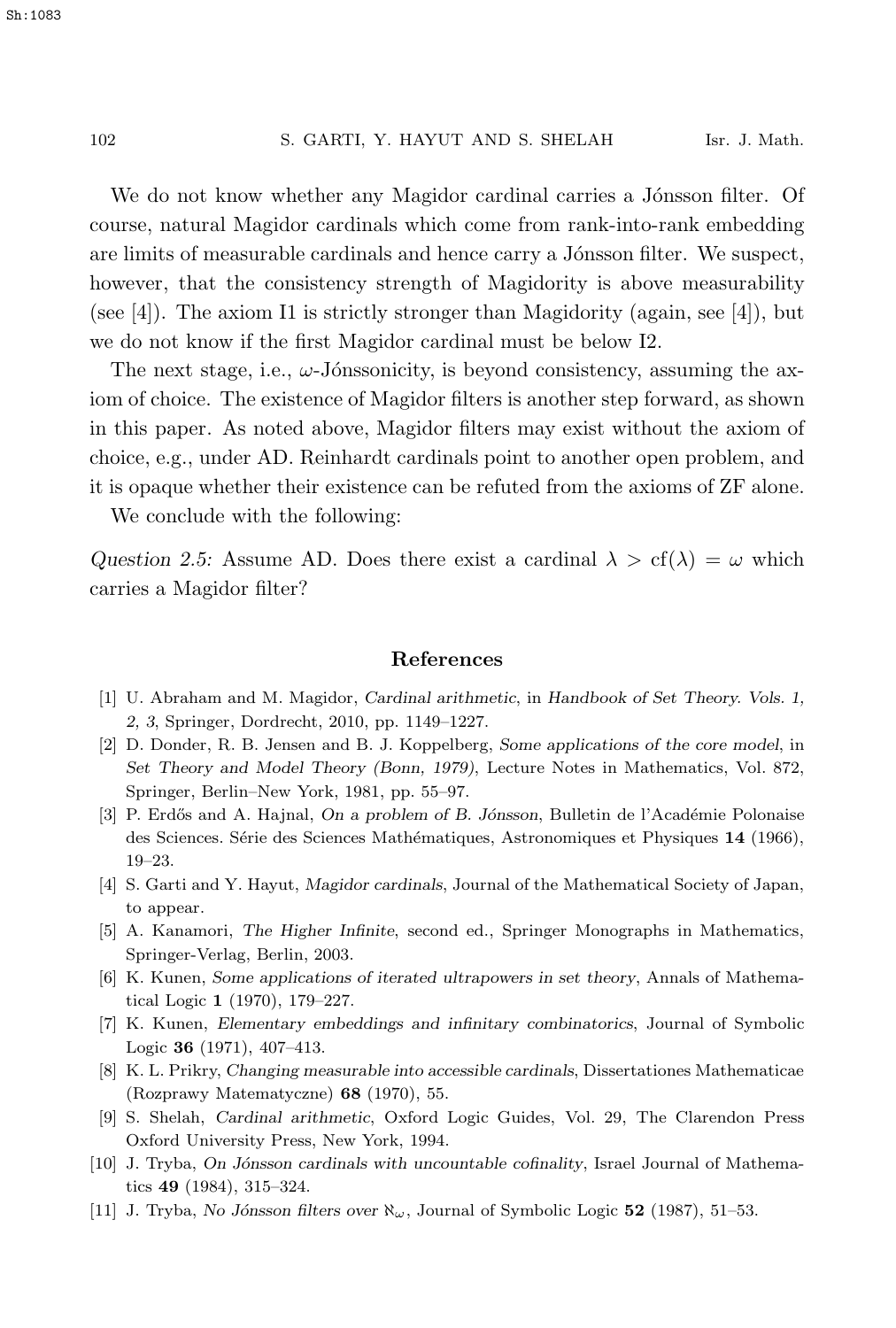We do not know whether any Magidor cardinal carries a Jónsson filter. Of course, natural Magidor cardinals which come from rank-into-rank embedding are limits of measurable cardinals and hence carry a Jónsson filter. We suspect, however, that the consistency strength of Magidority is above measurability (see [4]). The axiom I1 is strictly stronger than Magidority (again, see [4]), but we do not know if the first Magidor cardinal must be below I2.

The next stage, i.e., $\omega$-Jónssonicity, is beyond consistency, assuming the axiom of choice. The existence of Magidor filters is another step forward, as shown in this paper. As noted above, Magidor filters may exist without the axiom of choice, e.g., under AD. Reinhardt cardinals point to another open problem, and it is opaque whether their existence can be refuted from the axioms of ZF alone.

We conclude with the following:

*Question 2.5:* Assume AD. Does there exist a cardinal $\lambda > \mathrm{cf}(\lambda) = \omega$ which carries a Magidor filter?

## References

[1] U. Abraham and M. Magidor, *Cardinal arithmetic*, in *Handbook of Set Theory. Vols. 1, 2, 3*, Springer, Dordrecht, 2010, pp. 1149–1227.

[2] D. Donder, R. B. Jensen and B. J. Koppelberg, *Some applications of the core model*, in *Set Theory and Model Theory (Bonn, 1979)*, Lecture Notes in Mathematics, Vol. 872, Springer, Berlin–New York, 1981, pp. 55–97.

[3] P. Erdős and A. Hajnal, *On a problem of B. Jónsson*, Bulletin de l'Académie Polonaise des Sciences. Série des Sciences Mathématiques, Astronomiques et Physiques **14** (1966), 19–23.

[4] S. Garti and Y. Hayut, *Magidor cardinals*, Journal of the Mathematical Society of Japan, to appear.

[5] A. Kanamori, *The Higher Infinite*, second ed., Springer Monographs in Mathematics, Springer-Verlag, Berlin, 2003.

[6] K. Kunen, *Some applications of iterated ultrapowers in set theory*, Annals of Mathematical Logic **1** (1970), 179–227.

[7] K. Kunen, *Elementary embeddings and infinitary combinatorics*, Journal of Symbolic Logic **36** (1971), 407–413.

[8] K. L. Prikry, *Changing measurable into accessible cardinals*, Dissertationes Mathematicae (Rozprawy Matematyczne) **68** (1970), 55.

[9] S. Shelah, *Cardinal arithmetic*, Oxford Logic Guides, Vol. 29, The Clarendon Press Oxford University Press, New York, 1994.

[10] J. Tryba, *On Jónsson cardinals with uncountable cofinality*, Israel Journal of Mathematics **49** (1984), 315–324.

[11] J. Tryba, *No Jónsson filters over $\aleph_\omega$*, Journal of Symbolic Logic **52** (1987), 51–53.